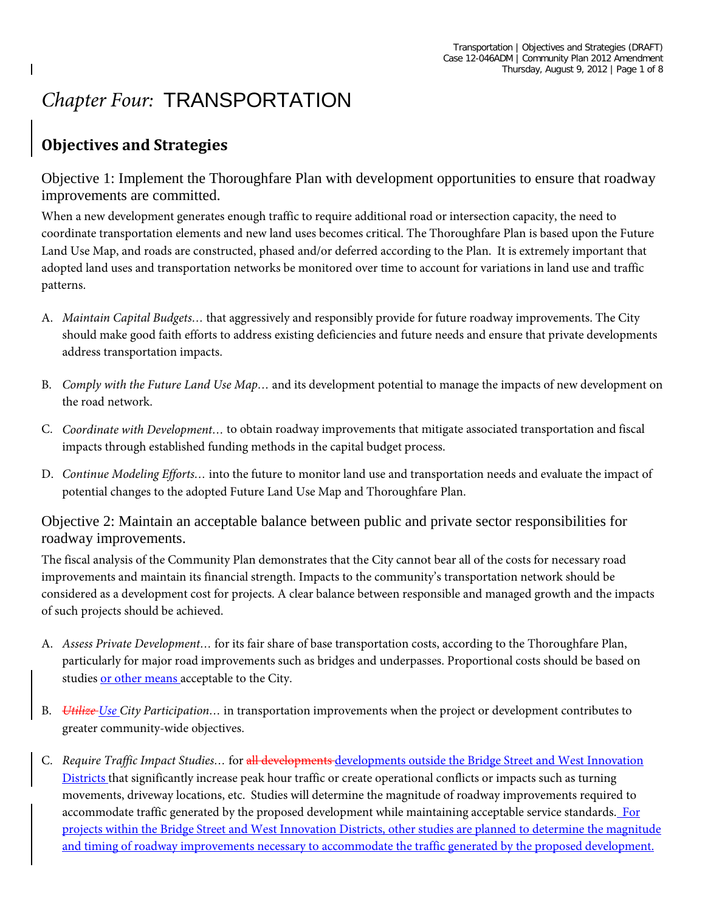# *Chapter Four:* TRANSPORTATION

## Objectives and Strategies

### Objective 1: Implement the Thoroughfare Plan with development opportunities to ensure that roadway improvements are committed.

When a new development generates enough traffic to require additional road or intersection capacity, the need to coordinate transportation elements and new land uses becomes critical. The Thoroughfare Plan is based upon the Future Land Use Map, and roads are constructed, phased and/or deferred according to the Plan. It is extremely important that adopted land uses and transportation networks be monitored over time to account for variations in land use and traffic patterns.

A. *Maintain Capital Budgets…* that aggressively and responsibly provide for future roadway improvements. The City should make good faith efforts to address existing deficiencies and future needs and ensure that private developments address transportation impacts.

B. *Comply with the Future Land Use Map…* and its development potential to manage the impacts of new development on the road network.

C. *Coordinate with Development…* to obtain roadway improvements that mitigate associated transportation and fiscal impacts through established funding methods in the capital budget process.

D. *Continue Modeling Efforts…* into the future to monitor land use and transportation needs and evaluate the impact of potential changes to the adopted Future Land Use Map and Thoroughfare Plan.

### Objective 2: Maintain an acceptable balance between public and private sector responsibilities for roadway improvements.

The fiscal analysis of the Community Plan demonstrates that the City cannot bear all of the costs for necessary road improvements and maintain its financial strength. Impacts to the community's transportation network should be considered as a development cost for projects. A clear balance between responsible and managed growth and the impacts of such projects should be achieved.

A. *Assess Private Development…* for its fair share of base transportation costs, according to the Thoroughfare Plan, particularly for major road improvements such as bridges and underpasses. Proportional costs should be based on studies or other means acceptable to the City.

B. ~~*Utilize*~~ *Use City Participation…* in transportation improvements when the project or development contributes to greater community-wide objectives.

C. *Require Traffic Impact Studies…* for ~~all developments~~ developments outside the Bridge Street and West Innovation Districts that significantly increase peak hour traffic or create operational conflicts or impacts such as turning movements, driveway locations, etc. Studies will determine the magnitude of roadway improvements required to accommodate traffic generated by the proposed development while maintaining acceptable service standards. For projects within the Bridge Street and West Innovation Districts, other studies are planned to determine the magnitude and timing of roadway improvements necessary to accommodate the traffic generated by the proposed development.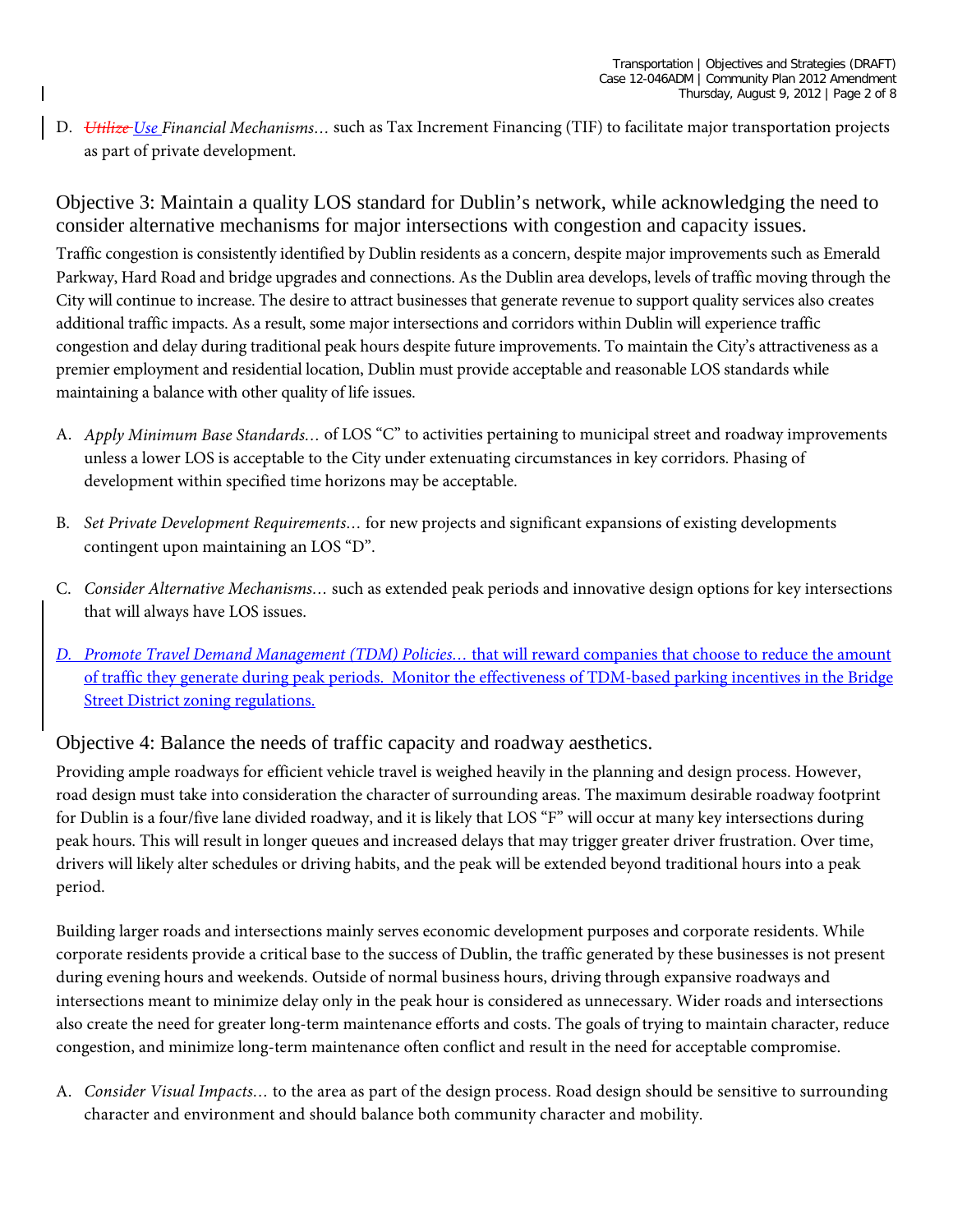D. ~~*Utilize*~~ *Use* *Financial Mechanisms…* such as Tax Increment Financing (TIF) to facilitate major transportation projects as part of private development.

## Objective 3: Maintain a quality LOS standard for Dublin's network, while acknowledging the need to consider alternative mechanisms for major intersections with congestion and capacity issues.

Traffic congestion is consistently identified by Dublin residents as a concern, despite major improvements such as Emerald Parkway, Hard Road and bridge upgrades and connections. As the Dublin area develops, levels of traffic moving through the City will continue to increase. The desire to attract businesses that generate revenue to support quality services also creates additional traffic impacts. As a result, some major intersections and corridors within Dublin will experience traffic congestion and delay during traditional peak hours despite future improvements. To maintain the City's attractiveness as a premier employment and residential location, Dublin must provide acceptable and reasonable LOS standards while maintaining a balance with other quality of life issues.

A. *Apply Minimum Base Standards…* of LOS "C" to activities pertaining to municipal street and roadway improvements unless a lower LOS is acceptable to the City under extenuating circumstances in key corridors. Phasing of development within specified time horizons may be acceptable.

B. *Set Private Development Requirements…* for new projects and significant expansions of existing developments contingent upon maintaining an LOS "D".

C. *Consider Alternative Mechanisms…* such as extended peak periods and innovative design options for key intersections that will always have LOS issues.

D. *Promote Travel Demand Management (TDM) Policies…* that will reward companies that choose to reduce the amount of traffic they generate during peak periods. Monitor the effectiveness of TDM-based parking incentives in the Bridge Street District zoning regulations.

## Objective 4: Balance the needs of traffic capacity and roadway aesthetics.

Providing ample roadways for efficient vehicle travel is weighed heavily in the planning and design process. However, road design must take into consideration the character of surrounding areas. The maximum desirable roadway footprint for Dublin is a four/five lane divided roadway, and it is likely that LOS "F" will occur at many key intersections during peak hours. This will result in longer queues and increased delays that may trigger greater driver frustration. Over time, drivers will likely alter schedules or driving habits, and the peak will be extended beyond traditional hours into a peak period.

Building larger roads and intersections mainly serves economic development purposes and corporate residents. While corporate residents provide a critical base to the success of Dublin, the traffic generated by these businesses is not present during evening hours and weekends. Outside of normal business hours, driving through expansive roadways and intersections meant to minimize delay only in the peak hour is considered as unnecessary. Wider roads and intersections also create the need for greater long-term maintenance efforts and costs. The goals of trying to maintain character, reduce congestion, and minimize long-term maintenance often conflict and result in the need for acceptable compromise.

A. *Consider Visual Impacts…* to the area as part of the design process. Road design should be sensitive to surrounding character and environment and should balance both community character and mobility.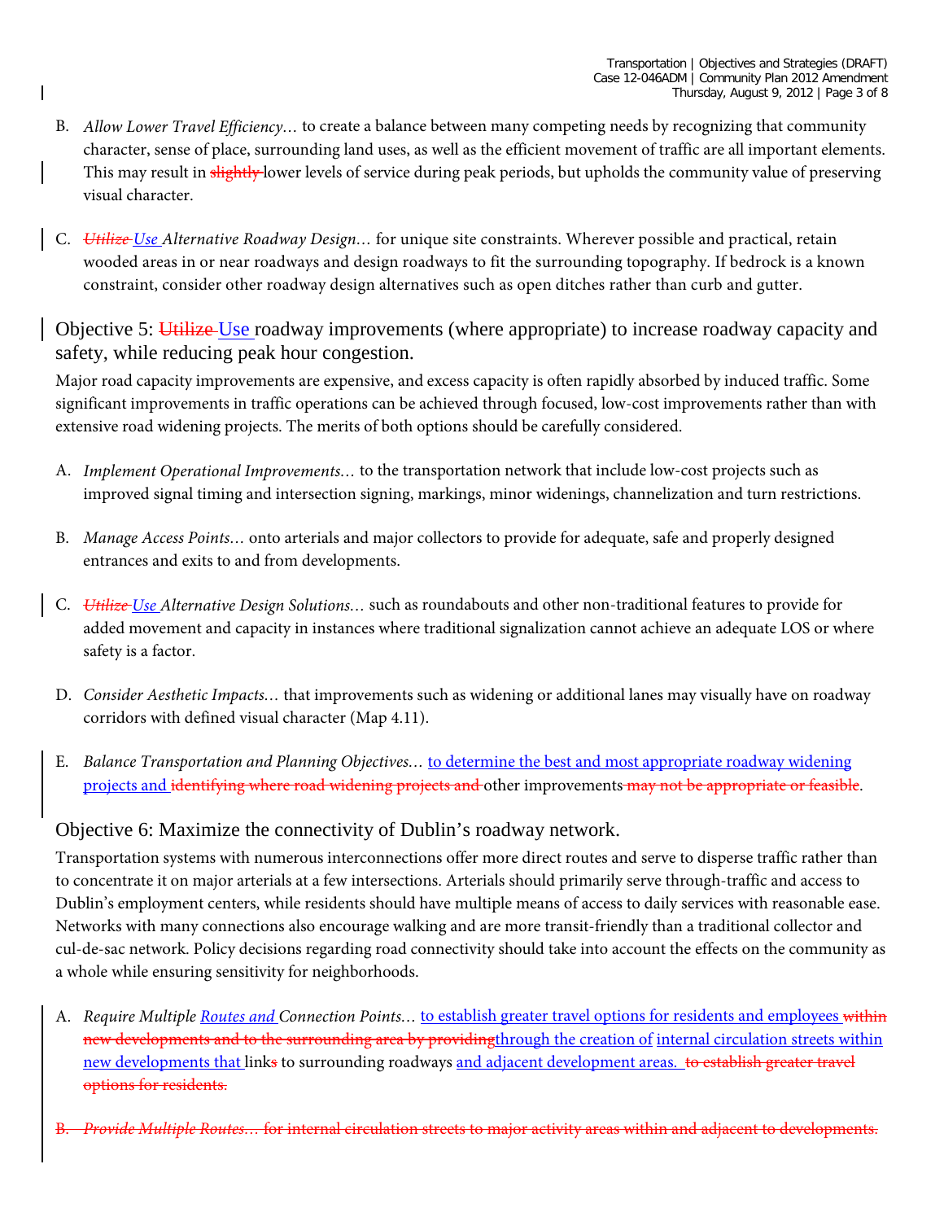B. *Allow Lower Travel Efficiency…* to create a balance between many competing needs by recognizing that community character, sense of place, surrounding land uses, as well as the efficient movement of traffic are all important elements. This may result in ~~slightly~~ lower levels of service during peak periods, but upholds the community value of preserving visual character.

C. *~~Utilize~~ Use Alternative Roadway Design…* for unique site constraints. Wherever possible and practical, retain wooded areas in or near roadways and design roadways to fit the surrounding topography. If bedrock is a known constraint, consider other roadway design alternatives such as open ditches rather than curb and gutter.

## Objective 5: ~~Utilize~~ Use roadway improvements (where appropriate) to increase roadway capacity and safety, while reducing peak hour congestion.

Major road capacity improvements are expensive, and excess capacity is often rapidly absorbed by induced traffic. Some significant improvements in traffic operations can be achieved through focused, low-cost improvements rather than with extensive road widening projects. The merits of both options should be carefully considered.

A. *Implement Operational Improvements…* to the transportation network that include low-cost projects such as improved signal timing and intersection signing, markings, minor widenings, channelization and turn restrictions.

B. *Manage Access Points…* onto arterials and major collectors to provide for adequate, safe and properly designed entrances and exits to and from developments.

C. *~~Utilize~~ Use Alternative Design Solutions…* such as roundabouts and other non-traditional features to provide for added movement and capacity in instances where traditional signalization cannot achieve an adequate LOS or where safety is a factor.

D. *Consider Aesthetic Impacts…* that improvements such as widening or additional lanes may visually have on roadway corridors with defined visual character (Map 4.11).

E. *Balance Transportation and Planning Objectives…* to determine the best and most appropriate roadway widening projects and ~~identifying where road widening projects and~~ other improvements ~~may not be appropriate or feasible~~.

## Objective 6: Maximize the connectivity of Dublin's roadway network.

Transportation systems with numerous interconnections offer more direct routes and serve to disperse traffic rather than to concentrate it on major arterials at a few intersections. Arterials should primarily serve through-traffic and access to Dublin's employment centers, while residents should have multiple means of access to daily services with reasonable ease. Networks with many connections also encourage walking and are more transit-friendly than a traditional collector and cul-de-sac network. Policy decisions regarding road connectivity should take into account the effects on the community as a whole while ensuring sensitivity for neighborhoods.

A. *Require Multiple Routes and Connection Points…* to establish greater travel options for residents and employees ~~within new developments and to the surrounding area by providing~~ through the creation of internal circulation streets within new developments that link~~s~~ to surrounding roadways and adjacent development areas. ~~to establish greater travel options for residents.~~

~~B. *Provide Multiple Routes…* for internal circulation streets to major activity areas within and adjacent to developments.~~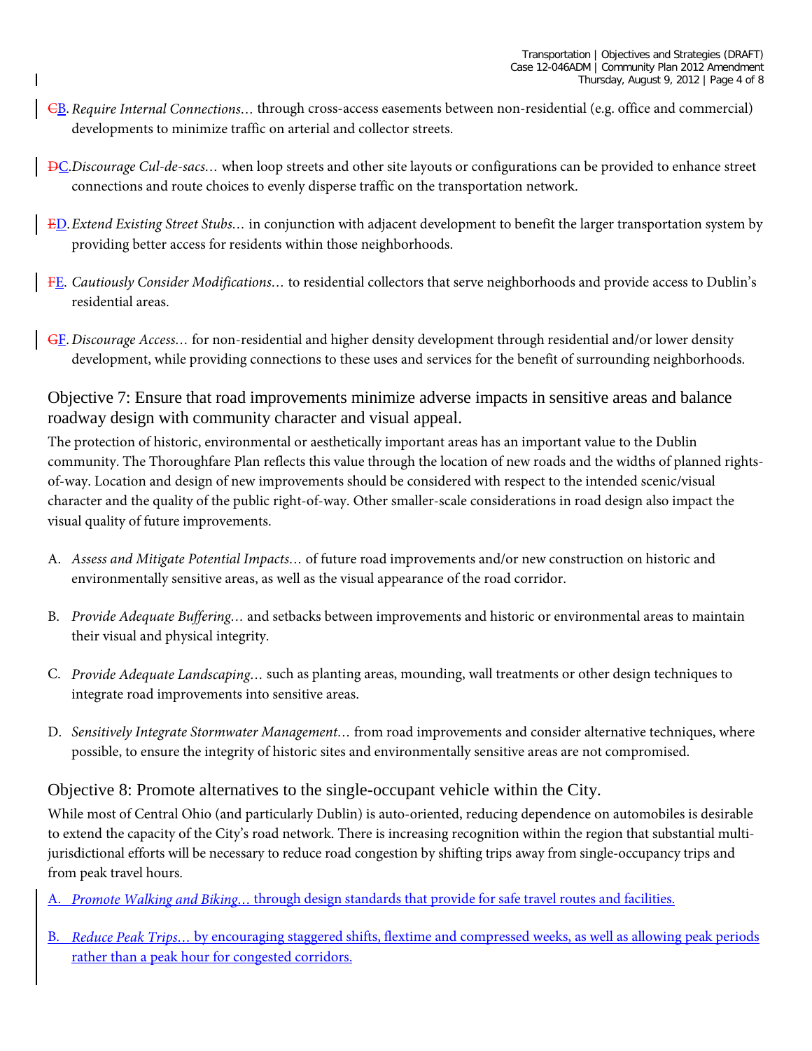~~C~~B. *Require Internal Connections…* through cross-access easements between non-residential (e.g. office and commercial) developments to minimize traffic on arterial and collector streets.

~~D~~C. *Discourage Cul-de-sacs…* when loop streets and other site layouts or configurations can be provided to enhance street connections and route choices to evenly disperse traffic on the transportation network.

~~E~~D. *Extend Existing Street Stubs…* in conjunction with adjacent development to benefit the larger transportation system by providing better access for residents within those neighborhoods.

~~F~~E. *Cautiously Consider Modifications…* to residential collectors that serve neighborhoods and provide access to Dublin's residential areas.

~~G~~F. *Discourage Access…* for non-residential and higher density development through residential and/or lower density development, while providing connections to these uses and services for the benefit of surrounding neighborhoods.

## Objective 7: Ensure that road improvements minimize adverse impacts in sensitive areas and balance roadway design with community character and visual appeal.

The protection of historic, environmental or aesthetically important areas has an important value to the Dublin community. The Thoroughfare Plan reflects this value through the location of new roads and the widths of planned rights-of-way. Location and design of new improvements should be considered with respect to the intended scenic/visual character and the quality of the public right-of-way. Other smaller-scale considerations in road design also impact the visual quality of future improvements.

A. *Assess and Mitigate Potential Impacts…* of future road improvements and/or new construction on historic and environmentally sensitive areas, as well as the visual appearance of the road corridor.

B. *Provide Adequate Buffering…* and setbacks between improvements and historic or environmental areas to maintain their visual and physical integrity.

C. *Provide Adequate Landscaping…* such as planting areas, mounding, wall treatments or other design techniques to integrate road improvements into sensitive areas.

D. *Sensitively Integrate Stormwater Management…* from road improvements and consider alternative techniques, where possible, to ensure the integrity of historic sites and environmentally sensitive areas are not compromised.

## Objective 8: Promote alternatives to the single-occupant vehicle within the City.

While most of Central Ohio (and particularly Dublin) is auto-oriented, reducing dependence on automobiles is desirable to extend the capacity of the City's road network. There is increasing recognition within the region that substantial multi-jurisdictional efforts will be necessary to reduce road congestion by shifting trips away from single-occupancy trips and from peak travel hours.

A. *Promote Walking and Biking…* through design standards that provide for safe travel routes and facilities.

B. *Reduce Peak Trips…* by encouraging staggered shifts, flextime and compressed weeks, as well as allowing peak periods rather than a peak hour for congested corridors.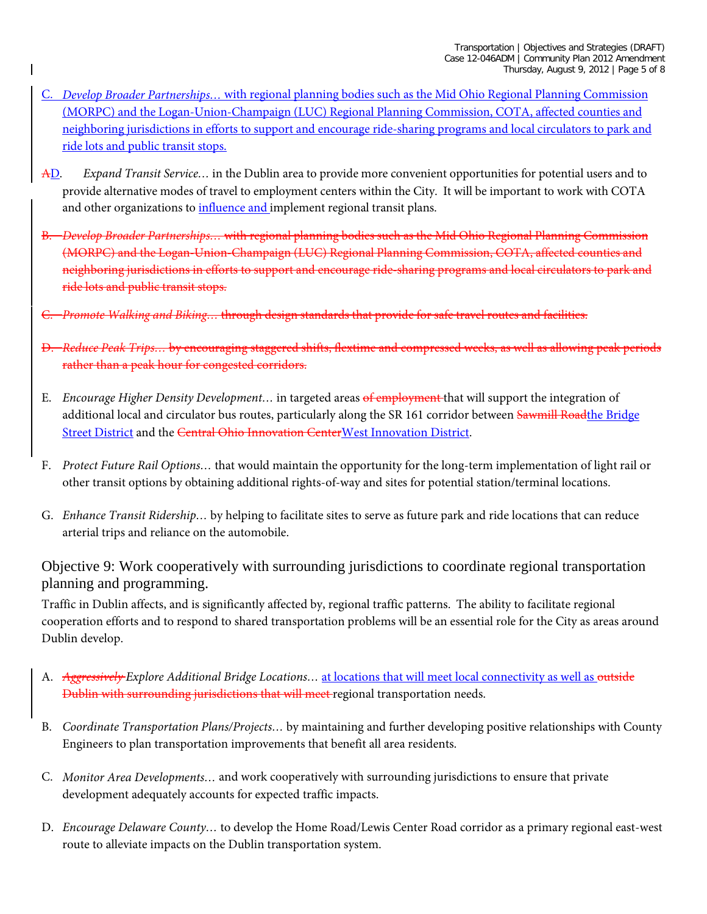C. *Develop Broader Partnerships…* with regional planning bodies such as the Mid Ohio Regional Planning Commission (MORPC) and the Logan-Union-Champaign (LUC) Regional Planning Commission, COTA, affected counties and neighboring jurisdictions in efforts to support and encourage ride-sharing programs and local circulators to park and ride lots and public transit stops.

~~A~~D. *Expand Transit Service…* in the Dublin area to provide more convenient opportunities for potential users and to provide alternative modes of travel to employment centers within the City. It will be important to work with COTA and other organizations to influence and implement regional transit plans.

~~B. *Develop Broader Partnerships…* with regional planning bodies such as the Mid Ohio Regional Planning Commission (MORPC) and the Logan-Union-Champaign (LUC) Regional Planning Commission, COTA, affected counties and neighboring jurisdictions in efforts to support and encourage ride-sharing programs and local circulators to park and ride lots and public transit stops.~~

~~C. *Promote Walking and Biking…* through design standards that provide for safe travel routes and facilities.~~

~~D. *Reduce Peak Trips…* by encouraging staggered shifts, flextime and compressed weeks, as well as allowing peak periods rather than a peak hour for congested corridors.~~

E. *Encourage Higher Density Development…* in targeted areas ~~of employment~~ that will support the integration of additional local and circulator bus routes, particularly along the SR 161 corridor between ~~Sawmill Road~~the Bridge Street District and the ~~Central Ohio Innovation Center~~West Innovation District.

F. *Protect Future Rail Options…* that would maintain the opportunity for the long-term implementation of light rail or other transit options by obtaining additional rights-of-way and sites for potential station/terminal locations.

G. *Enhance Transit Ridership…* by helping to facilitate sites to serve as future park and ride locations that can reduce arterial trips and reliance on the automobile.

## Objective 9: Work cooperatively with surrounding jurisdictions to coordinate regional transportation planning and programming.

Traffic in Dublin affects, and is significantly affected by, regional traffic patterns. The ability to facilitate regional cooperation efforts and to respond to shared transportation problems will be an essential role for the City as areas around Dublin develop.

A. ~~*Aggressively*~~ *Explore Additional Bridge Locations…* at locations that will meet local connectivity as well as ~~outside Dublin with surrounding jurisdictions that will meet~~ regional transportation needs.

B. *Coordinate Transportation Plans/Projects…* by maintaining and further developing positive relationships with County Engineers to plan transportation improvements that benefit all area residents.

C. *Monitor Area Developments…* and work cooperatively with surrounding jurisdictions to ensure that private development adequately accounts for expected traffic impacts.

D. *Encourage Delaware County…* to develop the Home Road/Lewis Center Road corridor as a primary regional east-west route to alleviate impacts on the Dublin transportation system.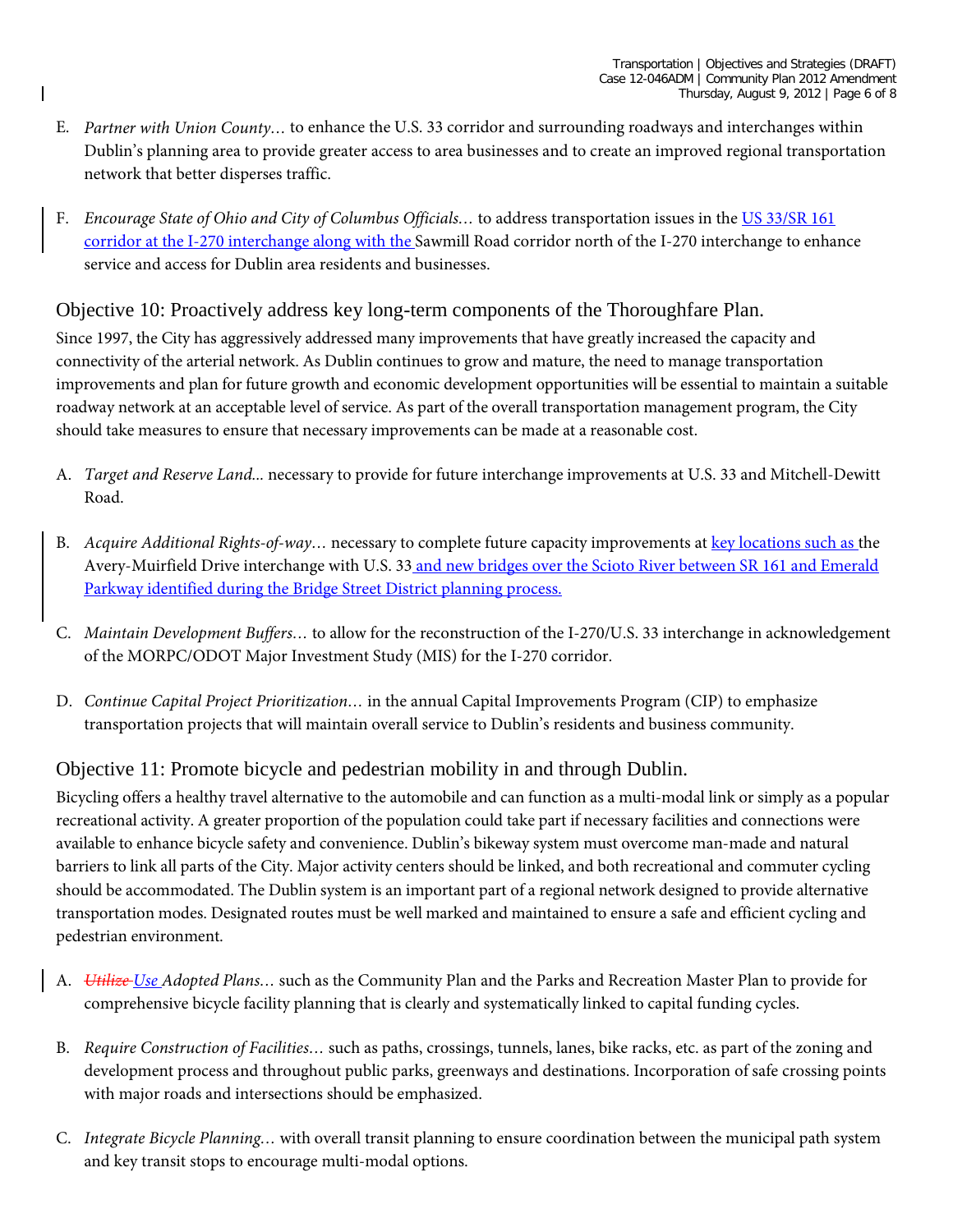E. *Partner with Union County…* to enhance the U.S. 33 corridor and surrounding roadways and interchanges within Dublin's planning area to provide greater access to area businesses and to create an improved regional transportation network that better disperses traffic.

F. *Encourage State of Ohio and City of Columbus Officials…* to address transportation issues in the US 33/SR 161 corridor at the I-270 interchange along with the Sawmill Road corridor north of the I-270 interchange to enhance service and access for Dublin area residents and businesses.

## Objective 10: Proactively address key long-term components of the Thoroughfare Plan.

Since 1997, the City has aggressively addressed many improvements that have greatly increased the capacity and connectivity of the arterial network. As Dublin continues to grow and mature, the need to manage transportation improvements and plan for future growth and economic development opportunities will be essential to maintain a suitable roadway network at an acceptable level of service. As part of the overall transportation management program, the City should take measures to ensure that necessary improvements can be made at a reasonable cost.

A. *Target and Reserve Land...* necessary to provide for future interchange improvements at U.S. 33 and Mitchell-Dewitt Road.

B. *Acquire Additional Rights-of-way…* necessary to complete future capacity improvements at key locations such as the Avery-Muirfield Drive interchange with U.S. 33 and new bridges over the Scioto River between SR 161 and Emerald Parkway identified during the Bridge Street District planning process.

C. *Maintain Development Buffers…* to allow for the reconstruction of the I-270/U.S. 33 interchange in acknowledgement of the MORPC/ODOT Major Investment Study (MIS) for the I-270 corridor.

D. *Continue Capital Project Prioritization…* in the annual Capital Improvements Program (CIP) to emphasize transportation projects that will maintain overall service to Dublin's residents and business community.

## Objective 11: Promote bicycle and pedestrian mobility in and through Dublin.

Bicycling offers a healthy travel alternative to the automobile and can function as a multi-modal link or simply as a popular recreational activity. A greater proportion of the population could take part if necessary facilities and connections were available to enhance bicycle safety and convenience. Dublin's bikeway system must overcome man-made and natural barriers to link all parts of the City. Major activity centers should be linked, and both recreational and commuter cycling should be accommodated. The Dublin system is an important part of a regional network designed to provide alternative transportation modes. Designated routes must be well marked and maintained to ensure a safe and efficient cycling and pedestrian environment.

A. ~~*Utilize*~~ *Use Adopted Plans…* such as the Community Plan and the Parks and Recreation Master Plan to provide for comprehensive bicycle facility planning that is clearly and systematically linked to capital funding cycles.

B. *Require Construction of Facilities…* such as paths, crossings, tunnels, lanes, bike racks, etc. as part of the zoning and development process and throughout public parks, greenways and destinations. Incorporation of safe crossing points with major roads and intersections should be emphasized.

C. *Integrate Bicycle Planning…* with overall transit planning to ensure coordination between the municipal path system and key transit stops to encourage multi-modal options.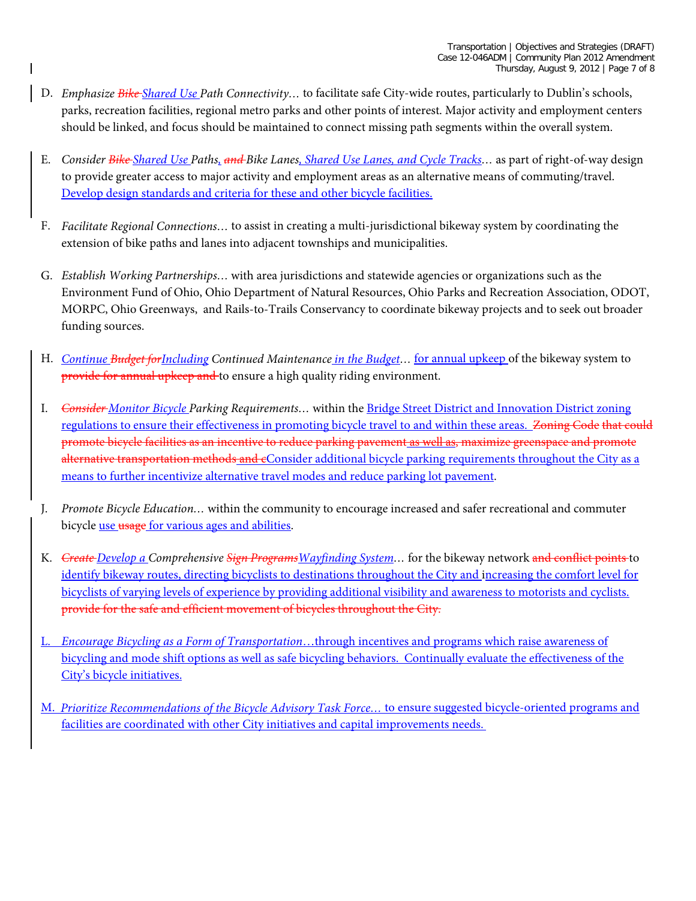D. *Emphasize ~~Bike~~ Shared Use Path Connectivity…* to facilitate safe City-wide routes, particularly to Dublin's schools, parks, recreation facilities, regional metro parks and other points of interest. Major activity and employment centers should be linked, and focus should be maintained to connect missing path segments within the overall system.

E. *Consider ~~Bike~~ Shared Use Paths, ~~and~~ Bike Lanes, Shared Use Lanes, and Cycle Tracks…* as part of right-of-way design to provide greater access to major activity and employment areas as an alternative means of commuting/travel. Develop design standards and criteria for these and other bicycle facilities.

F. *Facilitate Regional Connections…* to assist in creating a multi-jurisdictional bikeway system by coordinating the extension of bike paths and lanes into adjacent townships and municipalities.

G. *Establish Working Partnerships…* with area jurisdictions and statewide agencies or organizations such as the Environment Fund of Ohio, Ohio Department of Natural Resources, Ohio Parks and Recreation Association, ODOT, MORPC, Ohio Greenways, and Rails-to-Trails Conservancy to coordinate bikeway projects and to seek out broader funding sources.

H. *Continue ~~Budget for~~Including Continued Maintenance in the Budget…* for annual upkeep of the bikeway system to ~~provide for annual upkeep and~~ to ensure a high quality riding environment.

I. *~~Consider~~ Monitor Bicycle Parking Requirements…* within the Bridge Street District and Innovation District zoning regulations to ensure their effectiveness in promoting bicycle travel to and within these areas. ~~Zoning Code that could promote bicycle facilities as an incentive to reduce parking pavement~~ ~~as well as, maximize greenspace and promote alternative transportation methods and c~~Consider additional bicycle parking requirements throughout the City as a means to further incentivize alternative travel modes and reduce parking lot pavement.

J. *Promote Bicycle Education…* within the community to encourage increased and safer recreational and commuter bicycle use ~~usage~~ for various ages and abilities.

K. *~~Create~~ Develop a Comprehensive ~~Sign Programs~~Wayfinding System…* for the bikeway network ~~and conflict points~~ to identify bikeway routes, directing bicyclists to destinations throughout the City and increasing the comfort level for bicyclists of varying levels of experience by providing additional visibility and awareness to motorists and cyclists. ~~provide for the safe and efficient movement of bicycles throughout the City.~~

L. *Encourage Bicycling as a Form of Transportation…*through incentives and programs which raise awareness of bicycling and mode shift options as well as safe bicycling behaviors. Continually evaluate the effectiveness of the City's bicycle initiatives.

M. *Prioritize Recommendations of the Bicycle Advisory Task Force…* to ensure suggested bicycle-oriented programs and facilities are coordinated with other City initiatives and capital improvements needs.